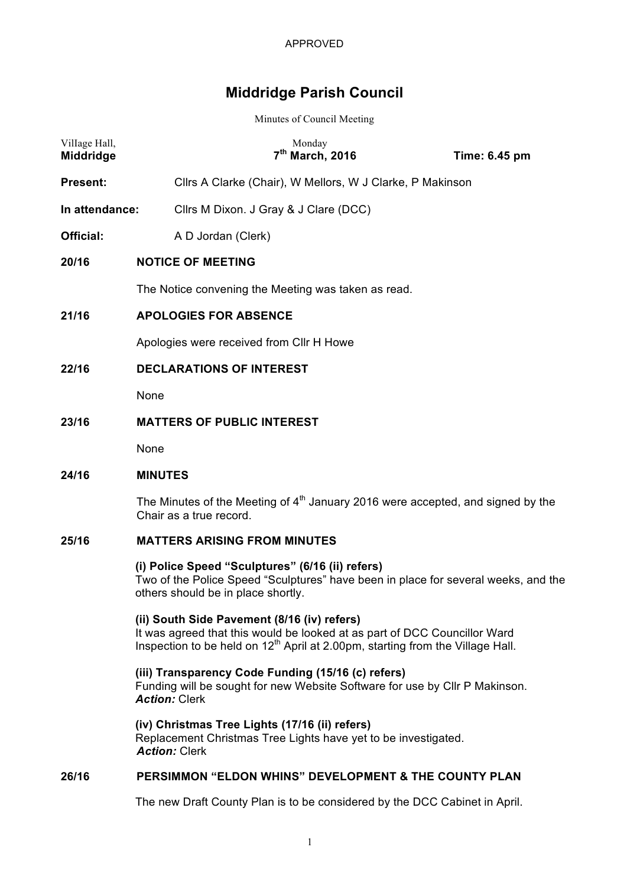APPROVED

# Middridge Parish Council

Minutes of Council Meeting

| | | |
|---|---|---|
| VilIage Hall, **Middridge** | Monday **7th March, 2016** | **Time: 6.45 pm** |

**Present:** Cllrs A Clarke (Chair), W Mellors, W J Clarke, P Makinson

**In attendance:** Cllrs M Dixon. J Gray & J Clare (DCC)

**Official:** A D Jordan (Clerk)

## 20/16 NOTICE OF MEETING

The Notice convening the Meeting was taken as read.

## 21/16 APOLOGIES FOR ABSENCE

Apologies were received from Cllr H Howe

## 22/16 DECLARATIONS OF INTEREST

None

## 23/16 MATTERS OF PUBLIC INTEREST

None

## 24/16 MINUTES

The Minutes of the Meeting of 4th January 2016 were accepted, and signed by the Chair as a true record.

## 25/16 MATTERS ARISING FROM MINUTES

**(i) Police Speed "Sculptures" (6/16 (ii) refers)**
Two of the Police Speed "Sculptures" have been in place for several weeks, and the others should be in place shortly.

**(ii) South Side Pavement (8/16 (iv) refers)**
It was agreed that this would be looked at as part of DCC Councillor Ward Inspection to be held on 12th April at 2.00pm, starting from the Village Hall.

**(iii) Transparency Code Funding (15/16 (c) refers)**
Funding will be sought for new Website Software for use by Cllr P Makinson.
***Action:*** Clerk

**(iv) Christmas Tree Lights (17/16 (ii) refers)**
Replacement Christmas Tree Lights have yet to be investigated.
***Action:*** Clerk

## 26/16 PERSIMMON "ELDON WHINS" DEVELOPMENT & THE COUNTY PLAN

The new Draft County Plan is to be considered by the DCC Cabinet in April.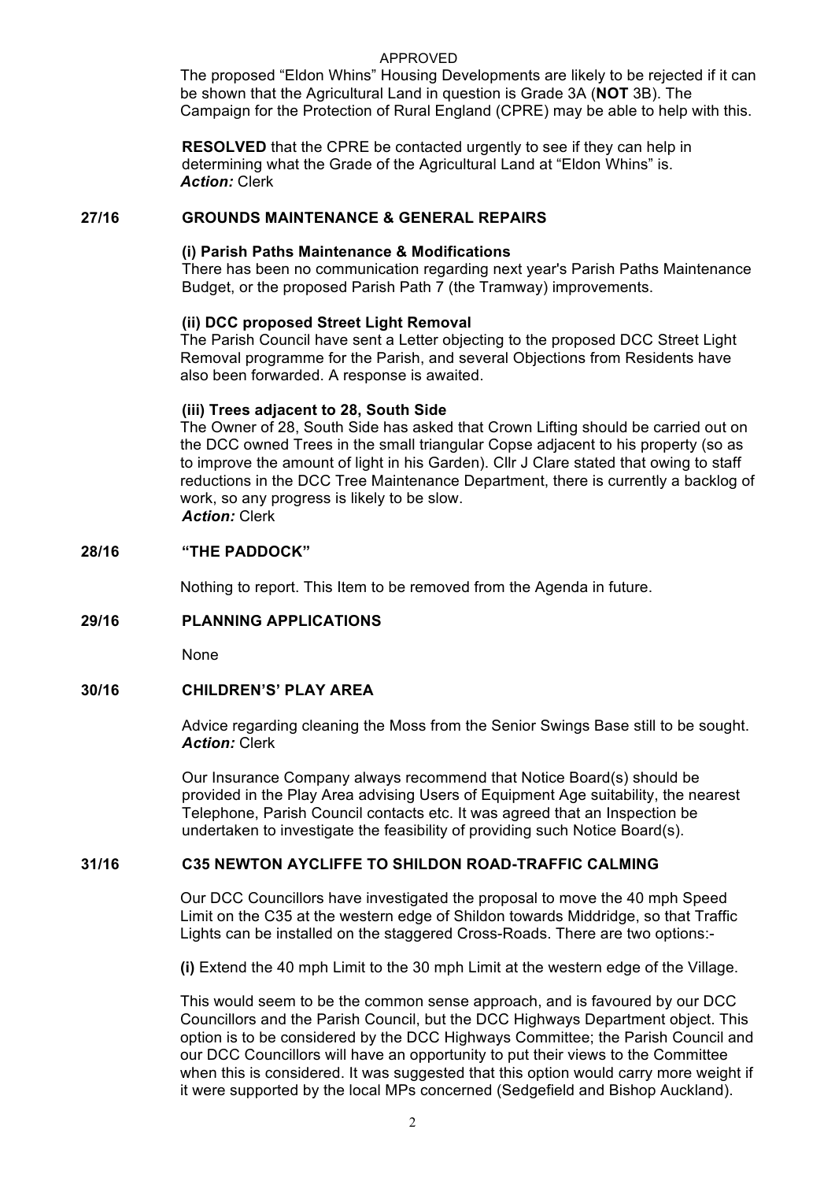APPROVED

The proposed "Eldon Whins" Housing Developments are likely to be rejected if it can be shown that the Agricultural Land in question is Grade 3A (**NOT** 3B). The Campaign for the Protection of Rural England (CPRE) may be able to help with this.

**RESOLVED** that the CPRE be contacted urgently to see if they can help in determining what the Grade of the Agricultural Land at "Eldon Whins" is.
***Action:*** Clerk

## 27/16 GROUNDS MAINTENANCE & GENERAL REPAIRS

**(i) Parish Paths Maintenance & Modifications**

There has been no communication regarding next year's Parish Paths Maintenance Budget, or the proposed Parish Path 7 (the Tramway) improvements.

**(ii) DCC proposed Street Light Removal**

The Parish Council have sent a Letter objecting to the proposed DCC Street Light Removal programme for the Parish, and several Objections from Residents have also been forwarded. A response is awaited.

**(iii) Trees adjacent to 28, South Side**

The Owner of 28, South Side has asked that Crown Lifting should be carried out on the DCC owned Trees in the small triangular Copse adjacent to his property (so as to improve the amount of light in his Garden). Cllr J Clare stated that owing to staff reductions in the DCC Tree Maintenance Department, there is currently a backlog of work, so any progress is likely to be slow.
***Action:*** Clerk

## 28/16 "THE PADDOCK"

Nothing to report. This Item to be removed from the Agenda in future.

## 29/16 PLANNING APPLICATIONS

None

## 30/16 CHILDREN'S' PLAY AREA

Advice regarding cleaning the Moss from the Senior Swings Base still to be sought.
***Action:*** Clerk

Our Insurance Company always recommend that Notice Board(s) should be provided in the Play Area advising Users of Equipment Age suitability, the nearest Telephone, Parish Council contacts etc. It was agreed that an Inspection be undertaken to investigate the feasibility of providing such Notice Board(s).

## 31/16 C35 NEWTON AYCLIFFE TO SHILDON ROAD-TRAFFIC CALMING

Our DCC Councillors have investigated the proposal to move the 40 mph Speed Limit on the C35 at the western edge of Shildon towards Middridge, so that Traffic Lights can be installed on the staggered Cross-Roads. There are two options:-

**(i)** Extend the 40 mph Limit to the 30 mph Limit at the western edge of the Village.

This would seem to be the common sense approach, and is favoured by our DCC Councillors and the Parish Council, but the DCC Highways Department object. This option is to be considered by the DCC Highways Committee; the Parish Council and our DCC Councillors will have an opportunity to put their views to the Committee when this is considered. It was suggested that this option would carry more weight if it were supported by the local MPs concerned (Sedgefield and Bishop Auckland).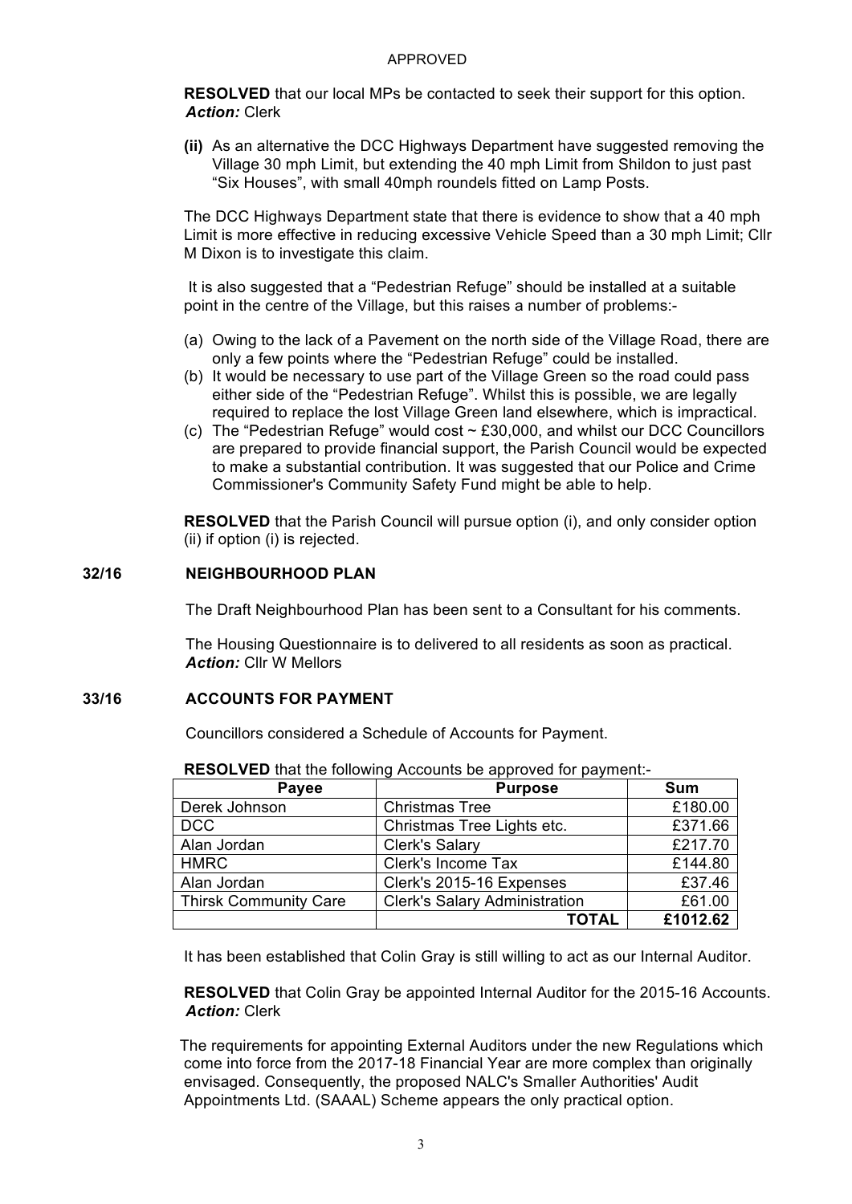APPROVED

**RESOLVED** that our local MPs be contacted to seek their support for this option.
***Action:*** Clerk

**(ii)** As an alternative the DCC Highways Department have suggested removing the Village 30 mph Limit, but extending the 40 mph Limit from Shildon to just past "Six Houses", with small 40mph roundels fitted on Lamp Posts.

The DCC Highways Department state that there is evidence to show that a 40 mph Limit is more effective in reducing excessive Vehicle Speed than a 30 mph Limit; Cllr M Dixon is to investigate this claim.

It is also suggested that a "Pedestrian Refuge" should be installed at a suitable point in the centre of the Village, but this raises a number of problems:-

(a) Owing to the lack of a Pavement on the north side of the Village Road, there are only a few points where the "Pedestrian Refuge" could be installed.
(b) It would be necessary to use part of the Village Green so the road could pass either side of the "Pedestrian Refuge". Whilst this is possible, we are legally required to replace the lost Village Green land elsewhere, which is impractical.
(c) The "Pedestrian Refuge" would cost ~ £30,000, and whilst our DCC Councillors are prepared to provide financial support, the Parish Council would be expected to make a substantial contribution. It was suggested that our Police and Crime Commissioner's Community Safety Fund might be able to help.

**RESOLVED** that the Parish Council will pursue option (i), and only consider option (ii) if option (i) is rejected.

## 32/16 NEIGHBOURHOOD PLAN

The Draft Neighbourhood Plan has been sent to a Consultant for his comments.

The Housing Questionnaire is to delivered to all residents as soon as practical.
***Action:*** Cllr W Mellors

## 33/16 ACCOUNTS FOR PAYMENT

Councillors considered a Schedule of Accounts for Payment.

**RESOLVED** that the following Accounts be approved for payment:-

| Payee | Purpose | Sum |
|---|---|---|
| Derek Johnson | Christmas Tree | £180.00 |
| DCC | Christmas Tree Lights etc. | £371.66 |
| Alan Jordan | Clerk's Salary | £217.70 |
| HMRC | Clerk's Income Tax | £144.80 |
| Alan Jordan | Clerk's 2015-16 Expenses | £37.46 |
| Thirsk Community Care | Clerk's Salary Administration | £61.00 |
| | **TOTAL** | **£1012.62** |

It has been established that Colin Gray is still willing to act as our Internal Auditor.

**RESOLVED** that Colin Gray be appointed Internal Auditor for the 2015-16 Accounts.
***Action:*** Clerk

The requirements for appointing External Auditors under the new Regulations which come into force from the 2017-18 Financial Year are more complex than originally envisaged. Consequently, the proposed NALC's Smaller Authorities' Audit Appointments Ltd. (SAAAL) Scheme appears the only practical option.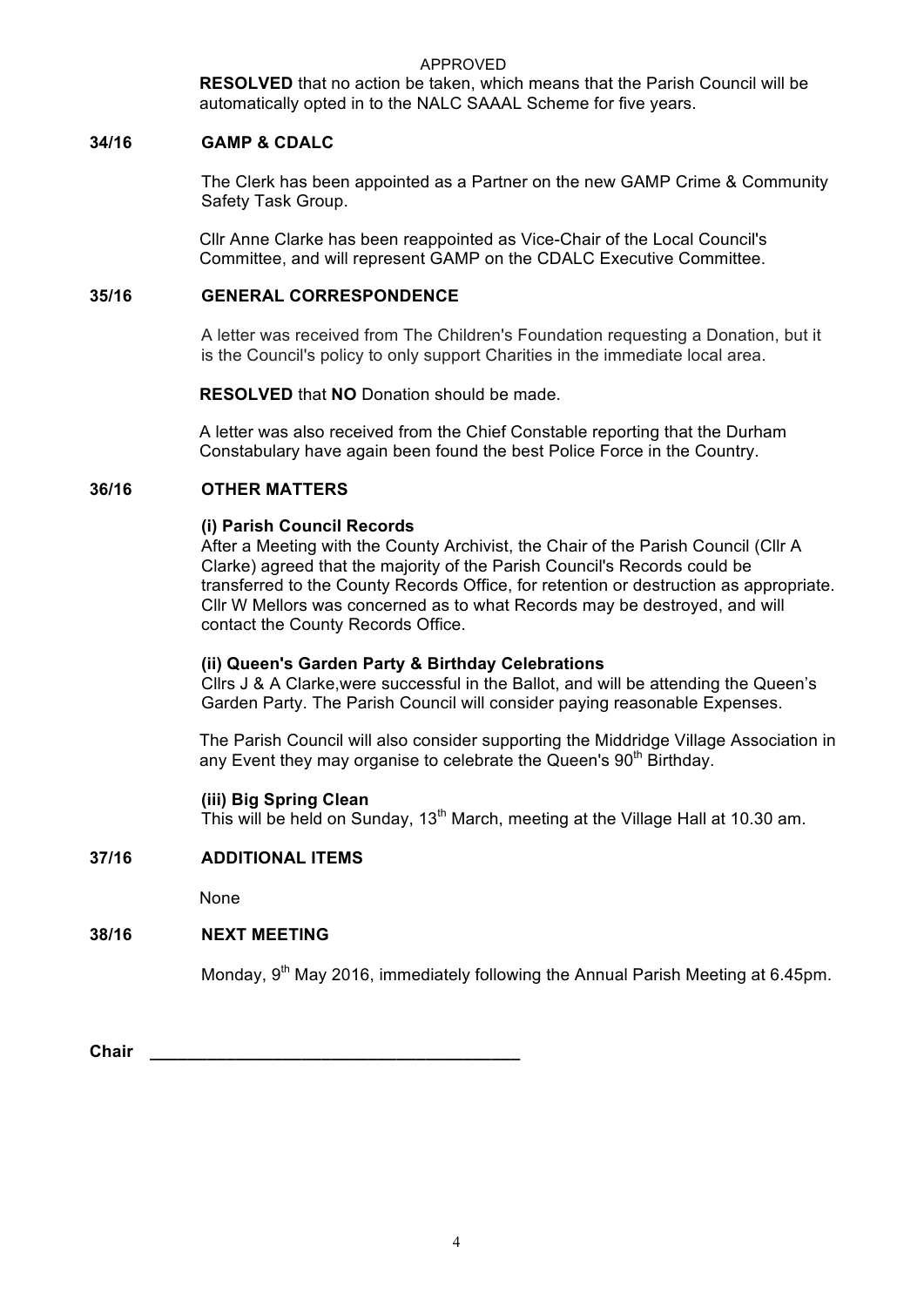APPROVED

**RESOLVED** that no action be taken, which means that the Parish Council will be automatically opted in to the NALC SAAAL Scheme for five years.

**34/16 GAMP & CDALC**

The Clerk has been appointed as a Partner on the new GAMP Crime & Community Safety Task Group.

Cllr Anne Clarke has been reappointed as Vice-Chair of the Local Council's Committee, and will represent GAMP on the CDALC Executive Committee.

**35/16 GENERAL CORRESPONDENCE**

A letter was received from The Children's Foundation requesting a Donation, but it is the Council's policy to only support Charities in the immediate local area.

**RESOLVED** that **NO** Donation should be made.

A letter was also received from the Chief Constable reporting that the Durham Constabulary have again been found the best Police Force in the Country.

**36/16 OTHER MATTERS**

**(i) Parish Council Records**
After a Meeting with the County Archivist, the Chair of the Parish Council (Cllr A Clarke) agreed that the majority of the Parish Council's Records could be transferred to the County Records Office, for retention or destruction as appropriate. Cllr W Mellors was concerned as to what Records may be destroyed, and will contact the County Records Office.

**(ii) Queen's Garden Party & Birthday Celebrations**
Cllrs J & A Clarke,were successful in the Ballot, and will be attending the Queen's Garden Party. The Parish Council will consider paying reasonable Expenses.

The Parish Council will also consider supporting the Middridge Village Association in any Event they may organise to celebrate the Queen's 90th Birthday.

**(iii) Big Spring Clean**
This will be held on Sunday, 13th March, meeting at the Village Hall at 10.30 am.

**37/16 ADDITIONAL ITEMS**

None

**38/16 NEXT MEETING**

Monday, 9th May 2016, immediately following the Annual Parish Meeting at 6.45pm.

**Chair** \_\_\_\_\_\_\_\_\_\_\_\_\_\_\_\_\_\_\_\_\_\_\_\_\_\_\_\_\_\_\_\_\_\_\_\_\_\_\_\_